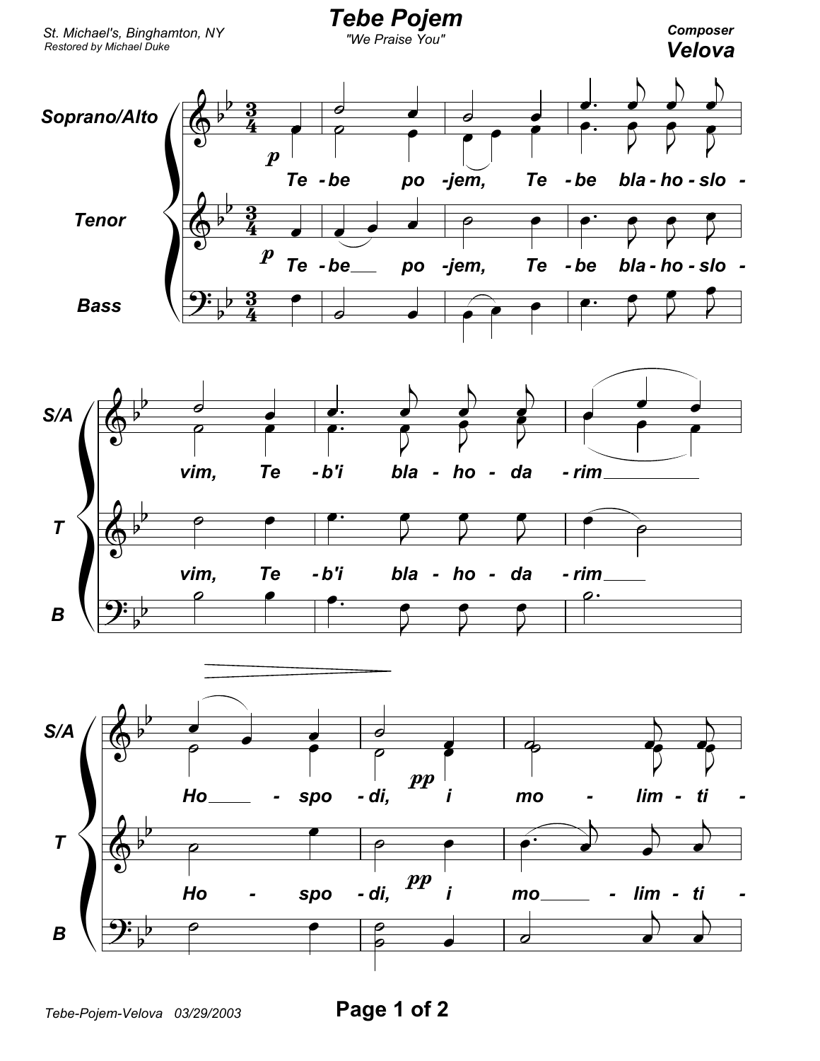# Tebe Pojem

"We Praise You"

St. Michael's, Binghamton, NY
Restored by Michael Duke

Composer
**Velova**

Soprano/Alto, Tenor, Bass

Te - be po - jem, Te - be bla - ho - slo - vim, Te - b'i bla - ho - da - rim

Ho - spo - di, i mo - lim - ti -

Tebe-Pojem-Velova 03/29/2003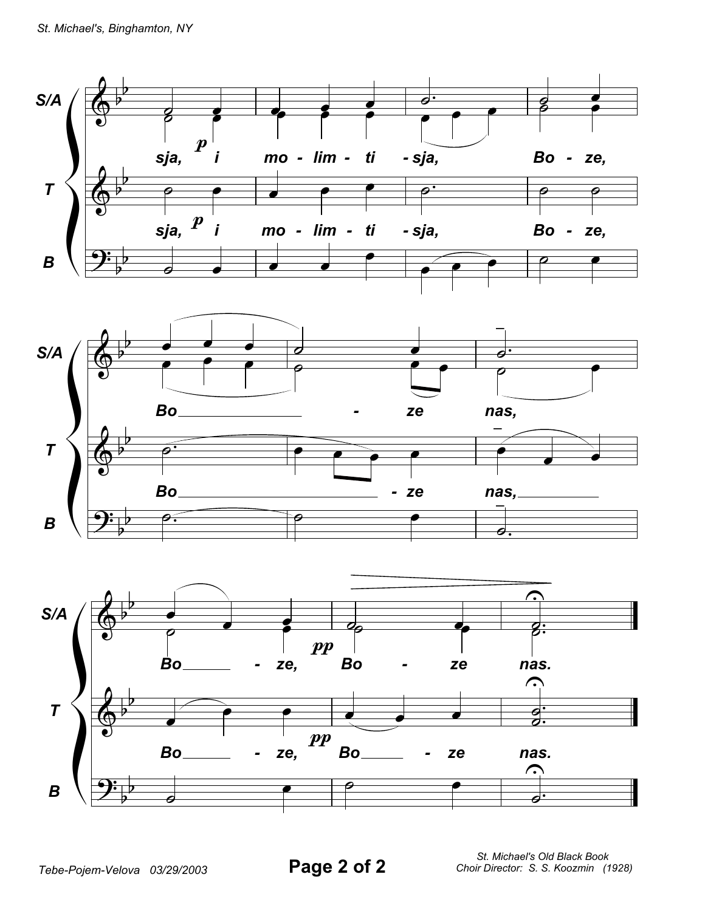S/A

sja, *p* i mo - lim - ti - sja, Bo - ze,

T

sja, *p* i mo - lim - ti - sja, Bo - ze,

B

S/A

Bo - ze nas,

T

Bo - ze nas,

B

S/A

Bo - ze, *pp* Bo - ze nas.

T

Bo - ze, *pp* Bo - ze nas.

B